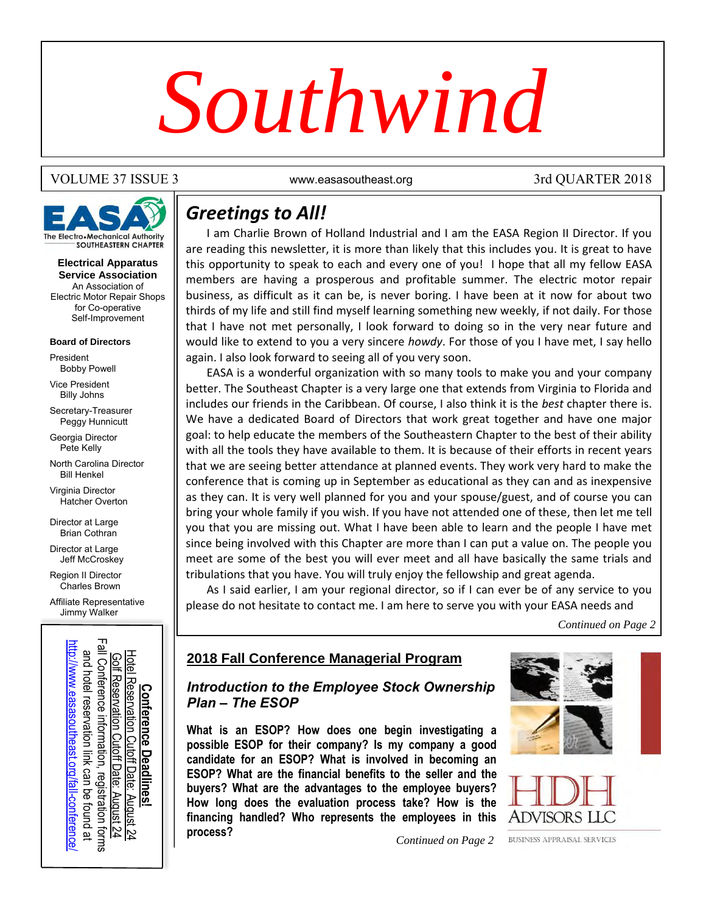# Southwind

VOLUME 37 ISSUE 3 — www.easasoutheast.org — 3rd QUARTER 2018

EASA The Electro•Mechanical Authority SOUTHEASTERN CHAPTER

**Electrical Apparatus Service Association**
An Association of Electric Motor Repair Shops for Co-operative Self-Improvement

**Board of Directors**

President
Bobby Powell

Vice President
Billy Johns

Secretary-Treasurer
Peggy Hunnicutt

Georgia Director
Pete Kelly

North Carolina Director
Bill Henkel

Virginia Director
Hatcher Overton

Director at Large
Brian Cothran

Director at Large
Jeff McCroskey

Region II Director
Charles Brown

Affiliate Representative
Jimmy Walker

**Conference Deadlines!**
Hotel Reservation Cutoff Date: August 24
Golf Reservation Cutoff Date: August 24
Fall Conference information, registration forms and hotel reservation link can be found at
http://www.easasoutheast.org/fall-conference/

## Greetings to All!

I am Charlie Brown of Holland Industrial and I am the EASA Region II Director. If you are reading this newsletter, it is more than likely that this includes you. It is great to have this opportunity to speak to each and every one of you! I hope that all my fellow EASA members are having a prosperous and profitable summer. The electric motor repair business, as difficult as it can be, is never boring. I have been at it now for about two thirds of my life and still find myself learning something new weekly, if not daily. For those that I have not met personally, I look forward to doing so in the very near future and would like to extend to you a very sincere *howdy*. For those of you I have met, I say hello again. I also look forward to seeing all of you very soon.

EASA is a wonderful organization with so many tools to make you and your company better. The Southeast Chapter is a very large one that extends from Virginia to Florida and includes our friends in the Caribbean. Of course, I also think it is the *best* chapter there is. We have a dedicated Board of Directors that work great together and have one major goal: to help educate the members of the Southeastern Chapter to the best of their ability with all the tools they have available to them. It is because of their efforts in recent years that we are seeing better attendance at planned events. They work very hard to make the conference that is coming up in September as educational as they can and as inexpensive as they can. It is very well planned for you and your spouse/guest, and of course you can bring your whole family if you wish. If you have not attended one of these, then let me tell you that you are missing out. What I have been able to learn and the people I have met since being involved with this Chapter are more than I can put a value on. The people you meet are some of the best you will ever meet and all have basically the same trials and tribulations that you have. You will truly enjoy the fellowship and great agenda.

As I said earlier, I am your regional director, so if I can ever be of any service to you please do not hesitate to contact me. I am here to serve you with your EASA needs and

*Continued on Page 2*

## 2018 Fall Conference Managerial Program

### *Introduction to the Employee Stock Ownership Plan – The ESOP*

**What is an ESOP? How does one begin investigating a possible ESOP for their company? Is my company a good candidate for an ESOP? What is involved in becoming an ESOP? What are the financial benefits to the seller and the buyers? What are the advantages to the employee buyers? How long does the evaluation process take? How is the financing handled? Who represents the employees in this process?**

*Continued on Page 2*

HDH ADVISORS LLC
BUSINESS APPRAISAL SERVICES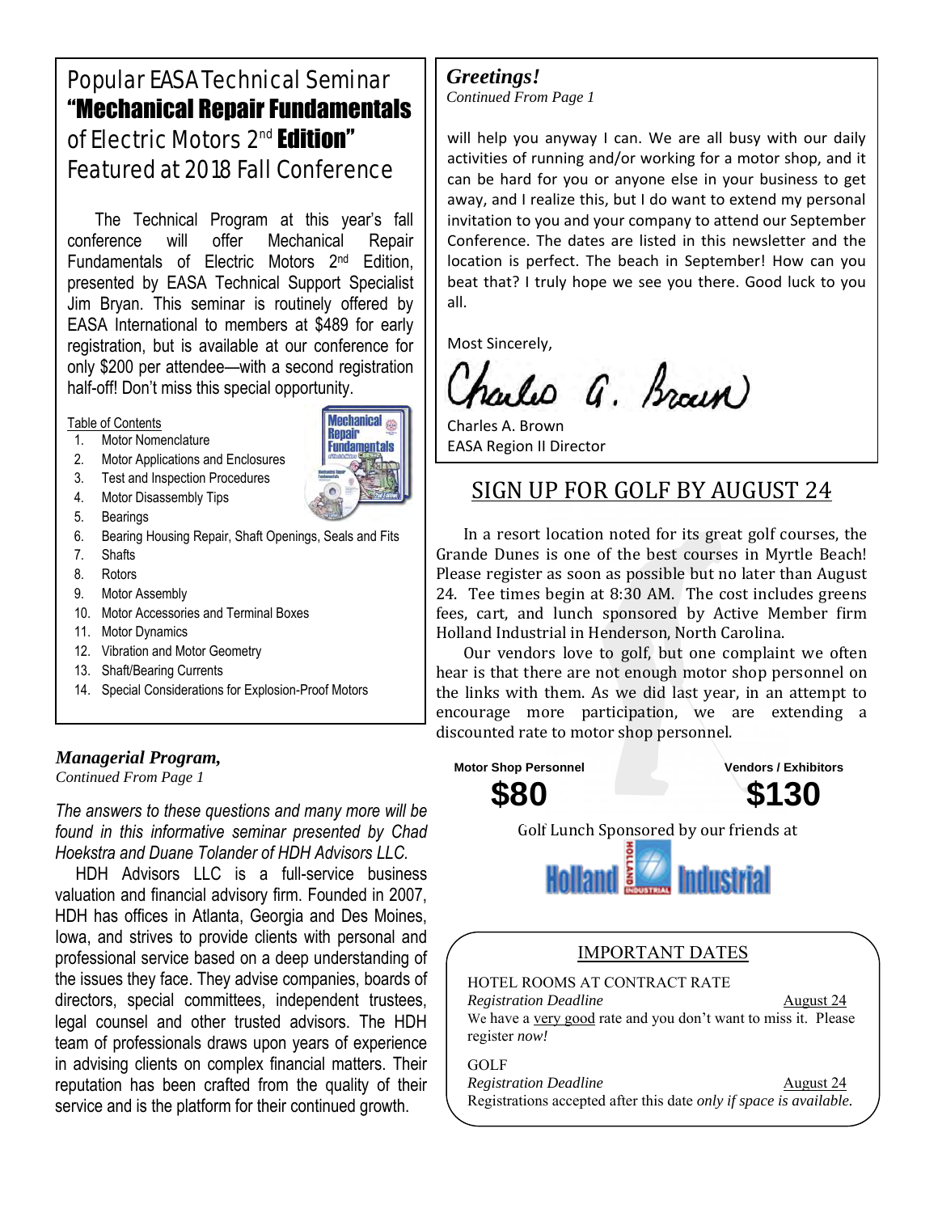## Popular EASA Technical Seminar **"Mechanical Repair Fundamentals** of Electric Motors 2nd **Edition"** Featured at 2018 Fall Conference

The Technical Program at this year's fall conference will offer Mechanical Repair Fundamentals of Electric Motors 2nd Edition, presented by EASA Technical Support Specialist Jim Bryan. This seminar is routinely offered by EASA International to members at $489 for early registration, but is available at our conference for only $200 per attendee—with a second registration half-off! Don't miss this special opportunity.

Table of Contents

1. Motor Nomenclature
2. Motor Applications and Enclosures
3. Test and Inspection Procedures
4. Motor Disassembly Tips
5. Bearings
6. Bearing Housing Repair, Shaft Openings, Seals and Fits
7. Shafts
8. Rotors
9. Motor Assembly
10. Motor Accessories and Terminal Boxes
11. Motor Dynamics
12. Vibration and Motor Geometry
13. Shaft/Bearing Currents
14. Special Considerations for Explosion-Proof Motors

### *Managerial Program,*
*Continued From Page 1*

*The answers to these questions and many more will be found in this informative seminar presented by Chad Hoekstra and Duane Tolander of HDH Advisors LLC.*

HDH Advisors LLC is a full-service business valuation and financial advisory firm. Founded in 2007, HDH has offices in Atlanta, Georgia and Des Moines, Iowa, and strives to provide clients with personal and professional service based on a deep understanding of the issues they face. They advise companies, boards of directors, special committees, independent trustees, legal counsel and other trusted advisors. The HDH team of professionals draws upon years of experience in advising clients on complex financial matters. Their reputation has been crafted from the quality of their service and is the platform for their continued growth.

### *Greetings!*
*Continued From Page 1*

will help you anyway I can. We are all busy with our daily activities of running and/or working for a motor shop, and it can be hard for you or anyone else in your business to get away, and I realize this, but I do want to extend my personal invitation to you and your company to attend our September Conference. The dates are listed in this newsletter and the location is perfect. The beach in September! How can you beat that? I truly hope we see you there. Good luck to you all.

Most Sincerely,

Charles A. Brown

Charles A. Brown
EASA Region II Director

## SIGN UP FOR GOLF BY AUGUST 24

In a resort location noted for its great golf courses, the Grande Dunes is one of the best courses in Myrtle Beach! Please register as soon as possible but no later than August 24. Tee times begin at 8:30 AM. The cost includes greens fees, cart, and lunch sponsored by Active Member firm Holland Industrial in Henderson, North Carolina.

Our vendors love to golf, but one complaint we often hear is that there are not enough motor shop personnel on the links with them. As we did last year, in an attempt to encourage more participation, we are extending a discounted rate to motor shop personnel.

| Motor Shop Personnel | Vendors / Exhibitors |
|---|---|
| **$80** | **$130** |

Golf Lunch Sponsored by our friends at

Holland Industrial

### IMPORTANT DATES

HOTEL ROOMS AT CONTRACT RATE
*Registration Deadline* August 24
We have a very good rate and you don't want to miss it. Please register *now!*

GOLF
*Registration Deadline* August 24
Registrations accepted after this date *only if space is available.*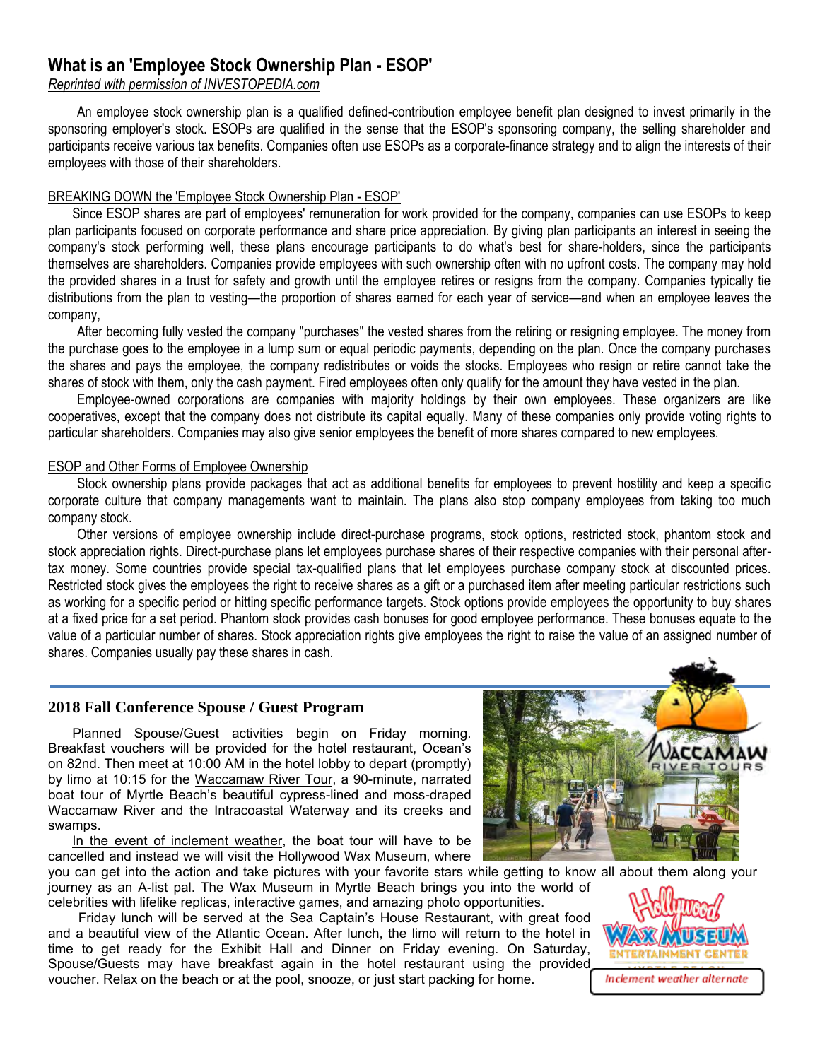## What is an 'Employee Stock Ownership Plan - ESOP'

*Reprinted with permission of INVESTOPEDIA.com*

An employee stock ownership plan is a qualified defined-contribution employee benefit plan designed to invest primarily in the sponsoring employer's stock. ESOPs are qualified in the sense that the ESOP's sponsoring company, the selling shareholder and participants receive various tax benefits. Companies often use ESOPs as a corporate-finance strategy and to align the interests of their employees with those of their shareholders.

BREAKING DOWN the 'Employee Stock Ownership Plan - ESOP'

Since ESOP shares are part of employees' remuneration for work provided for the company, companies can use ESOPs to keep plan participants focused on corporate performance and share price appreciation. By giving plan participants an interest in seeing the company's stock performing well, these plans encourage participants to do what's best for share-holders, since the participants themselves are shareholders. Companies provide employees with such ownership often with no upfront costs. The company may hold the provided shares in a trust for safety and growth until the employee retires or resigns from the company. Companies typically tie distributions from the plan to vesting—the proportion of shares earned for each year of service—and when an employee leaves the company,

After becoming fully vested the company "purchases" the vested shares from the retiring or resigning employee. The money from the purchase goes to the employee in a lump sum or equal periodic payments, depending on the plan. Once the company purchases the shares and pays the employee, the company redistributes or voids the stocks. Employees who resign or retire cannot take the shares of stock with them, only the cash payment. Fired employees often only qualify for the amount they have vested in the plan.

Employee-owned corporations are companies with majority holdings by their own employees. These organizers are like cooperatives, except that the company does not distribute its capital equally. Many of these companies only provide voting rights to particular shareholders. Companies may also give senior employees the benefit of more shares compared to new employees.

ESOP and Other Forms of Employee Ownership

Stock ownership plans provide packages that act as additional benefits for employees to prevent hostility and keep a specific corporate culture that company managements want to maintain. The plans also stop company employees from taking too much company stock.

Other versions of employee ownership include direct-purchase programs, stock options, restricted stock, phantom stock and stock appreciation rights. Direct-purchase plans let employees purchase shares of their respective companies with their personal after-tax money. Some countries provide special tax-qualified plans that let employees purchase company stock at discounted prices. Restricted stock gives the employees the right to receive shares as a gift or a purchased item after meeting particular restrictions such as working for a specific period or hitting specific performance targets. Stock options provide employees the opportunity to buy shares at a fixed price for a set period. Phantom stock provides cash bonuses for good employee performance. These bonuses equate to the value of a particular number of shares. Stock appreciation rights give employees the right to raise the value of an assigned number of shares. Companies usually pay these shares in cash.

---

## 2018 Fall Conference Spouse / Guest Program

Planned Spouse/Guest activities begin on Friday morning. Breakfast vouchers will be provided for the hotel restaurant, Ocean's on 82nd. Then meet at 10:00 AM in the hotel lobby to depart (promptly) by limo at 10:15 for the Waccamaw River Tour, a 90-minute, narrated boat tour of Myrtle Beach's beautiful cypress-lined and moss-draped Waccamaw River and the Intracoastal Waterway and its creeks and swamps.

In the event of inclement weather, the boat tour will have to be cancelled and instead we will visit the Hollywood Wax Museum, where you can get into the action and take pictures with your favorite stars while getting to know all about them along your journey as an A-list pal. The Wax Museum in Myrtle Beach brings you into the world of celebrities with lifelike replicas, interactive games, and amazing photo opportunities.

Friday lunch will be served at the Sea Captain's House Restaurant, with great food and a beautiful view of the Atlantic Ocean. After lunch, the limo will return to the hotel in time to get ready for the Exhibit Hall and Dinner on Friday evening. On Saturday, Spouse/Guests may have breakfast again in the hotel restaurant using the provided voucher. Relax on the beach or at the pool, snooze, or just start packing for home.

*Inclement weather alternate*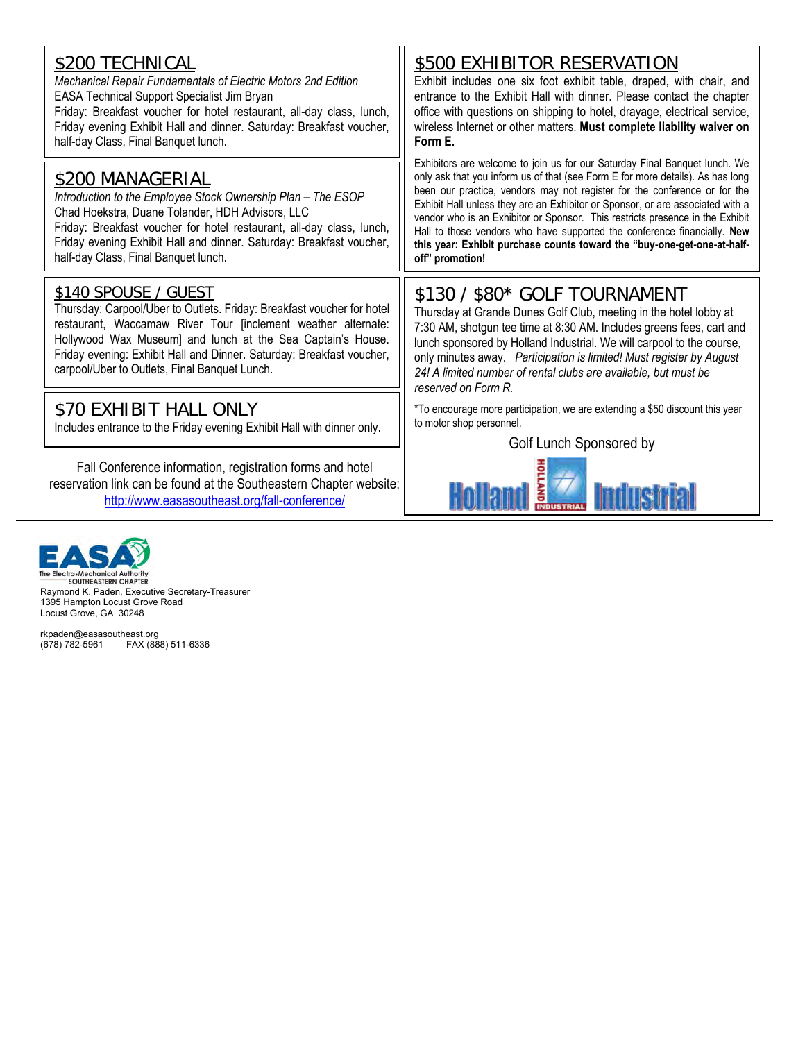## $200 TECHNICAL

*Mechanical Repair Fundamentals of Electric Motors 2nd Edition*
EASA Technical Support Specialist Jim Bryan
Friday: Breakfast voucher for hotel restaurant, all-day class, lunch, Friday evening Exhibit Hall and dinner. Saturday: Breakfast voucher, half-day Class, Final Banquet lunch.

## $200 MANAGERIAL

*Introduction to the Employee Stock Ownership Plan – The ESOP*
Chad Hoekstra, Duane Tolander, HDH Advisors, LLC
Friday: Breakfast voucher for hotel restaurant, all-day class, lunch, Friday evening Exhibit Hall and dinner. Saturday: Breakfast voucher, half-day Class, Final Banquet lunch.

## $140 SPOUSE / GUEST

Thursday: Carpool/Uber to Outlets. Friday: Breakfast voucher for hotel restaurant, Waccamaw River Tour [inclement weather alternate: Hollywood Wax Museum] and lunch at the Sea Captain's House. Friday evening: Exhibit Hall and Dinner. Saturday: Breakfast voucher, carpool/Uber to Outlets, Final Banquet Lunch.

## $70 EXHIBIT HALL ONLY

Includes entrance to the Friday evening Exhibit Hall with dinner only.

Fall Conference information, registration forms and hotel reservation link can be found at the Southeastern Chapter website: http://www.easasoutheast.org/fall-conference/

## $500 EXHIBITOR RESERVATION

Exhibit includes one six foot exhibit table, draped, with chair, and entrance to the Exhibit Hall with dinner. Please contact the chapter office with questions on shipping to hotel, drayage, electrical service, wireless Internet or other matters. **Must complete liability waiver on Form E.**

Exhibitors are welcome to join us for our Saturday Final Banquet lunch. We only ask that you inform us of that (see Form E for more details). As has long been our practice, vendors may not register for the conference or for the Exhibit Hall unless they are an Exhibitor or Sponsor, or are associated with a vendor who is an Exhibitor or Sponsor. This restricts presence in the Exhibit Hall to those vendors who have supported the conference financially. **New this year: Exhibit purchase counts toward the "buy-one-get-one-at-half-off" promotion!**

## $130 / $80* GOLF TOURNAMENT

Thursday at Grande Dunes Golf Club, meeting in the hotel lobby at 7:30 AM, shotgun tee time at 8:30 AM. Includes greens fees, cart and lunch sponsored by Holland Industrial. We will carpool to the course, only minutes away. *Participation is limited! Must register by August 24! A limited number of rental clubs are available, but must be reserved on Form R.*

*To encourage more participation, we are extending a $50 discount this year to motor shop personnel.

Golf Lunch Sponsored by

Holland Industrial

---

EASA The Electro•Mechanical Authority
SOUTHEASTERN CHAPTER

Raymond K. Paden, Executive Secretary-Treasurer
1395 Hampton Locust Grove Road
Locust Grove, GA 30248

rkpaden@easasoutheast.org
(678) 782-5961 FAX (888) 511-6336